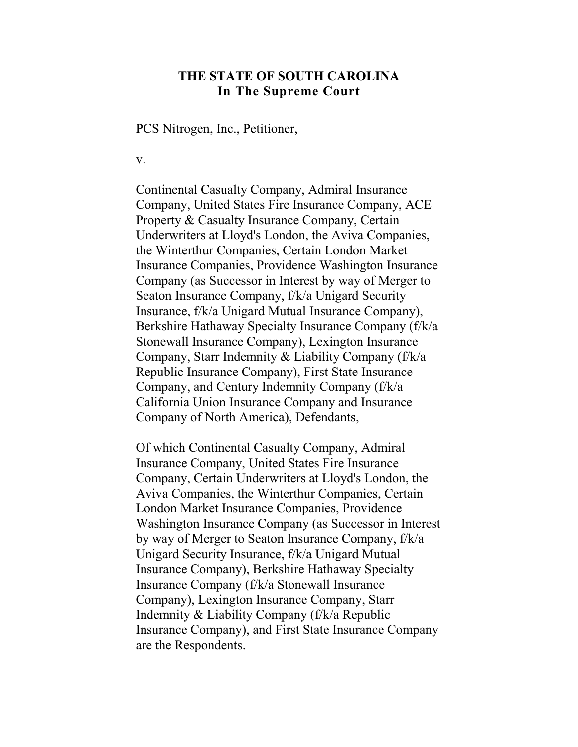**THE STATE OF SOUTH CAROLINA**
**In The Supreme Court**

PCS Nitrogen, Inc., Petitioner,

v.

Continental Casualty Company, Admiral Insurance Company, United States Fire Insurance Company, ACE Property & Casualty Insurance Company, Certain Underwriters at Lloyd's London, the Aviva Companies, the Winterthur Companies, Certain London Market Insurance Companies, Providence Washington Insurance Company (as Successor in Interest by way of Merger to Seaton Insurance Company, f/k/a Unigard Security Insurance, f/k/a Unigard Mutual Insurance Company), Berkshire Hathaway Specialty Insurance Company (f/k/a Stonewall Insurance Company), Lexington Insurance Company, Starr Indemnity & Liability Company (f/k/a Republic Insurance Company), First State Insurance Company, and Century Indemnity Company (f/k/a California Union Insurance Company and Insurance Company of North America), Defendants,

Of which Continental Casualty Company, Admiral Insurance Company, United States Fire Insurance Company, Certain Underwriters at Lloyd's London, the Aviva Companies, the Winterthur Companies, Certain London Market Insurance Companies, Providence Washington Insurance Company (as Successor in Interest by way of Merger to Seaton Insurance Company, f/k/a Unigard Security Insurance, f/k/a Unigard Mutual Insurance Company), Berkshire Hathaway Specialty Insurance Company (f/k/a Stonewall Insurance Company), Lexington Insurance Company, Starr Indemnity & Liability Company (f/k/a Republic Insurance Company), and First State Insurance Company are the Respondents.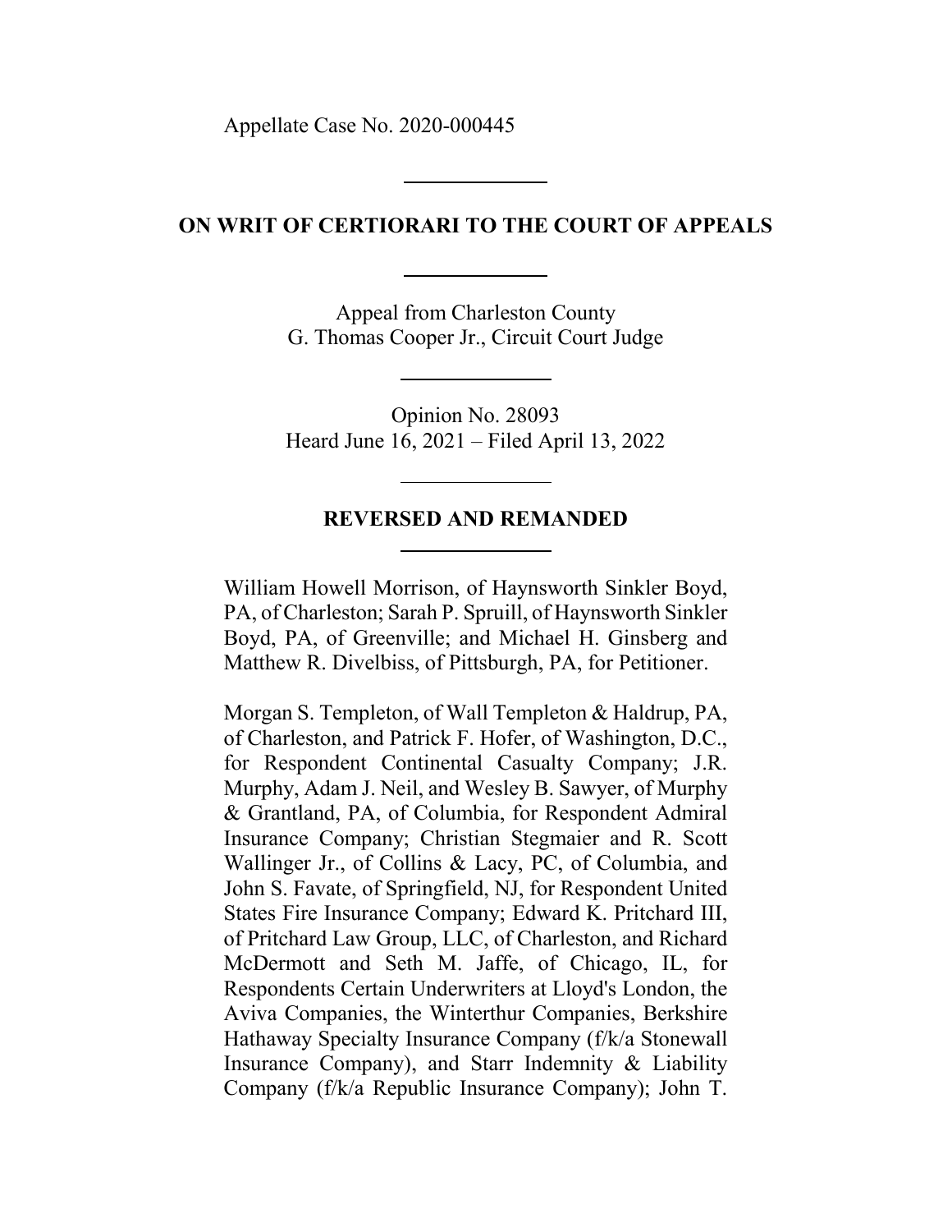Appellate Case No. 2020-000445

---

**ON WRIT OF CERTIORARI TO THE COURT OF APPEALS**

---

Appeal from Charleston County
G. Thomas Cooper Jr., Circuit Court Judge

---

Opinion No. 28093
Heard June 16, 2021 – Filed April 13, 2022

---

**REVERSED AND REMANDED**

---

William Howell Morrison, of Haynsworth Sinkler Boyd, PA, of Charleston; Sarah P. Spruill, of Haynsworth Sinkler Boyd, PA, of Greenville; and Michael H. Ginsberg and Matthew R. Divelbiss, of Pittsburgh, PA, for Petitioner.

Morgan S. Templeton, of Wall Templeton & Haldrup, PA, of Charleston, and Patrick F. Hofer, of Washington, D.C., for Respondent Continental Casualty Company; J.R. Murphy, Adam J. Neil, and Wesley B. Sawyer, of Murphy & Grantland, PA, of Columbia, for Respondent Admiral Insurance Company; Christian Stegmaier and R. Scott Wallinger Jr., of Collins & Lacy, PC, of Columbia, and John S. Favate, of Springfield, NJ, for Respondent United States Fire Insurance Company; Edward K. Pritchard III, of Pritchard Law Group, LLC, of Charleston, and Richard McDermott and Seth M. Jaffe, of Chicago, IL, for Respondents Certain Underwriters at Lloyd's London, the Aviva Companies, the Winterthur Companies, Berkshire Hathaway Specialty Insurance Company (f/k/a Stonewall Insurance Company), and Starr Indemnity & Liability Company (f/k/a Republic Insurance Company); John T.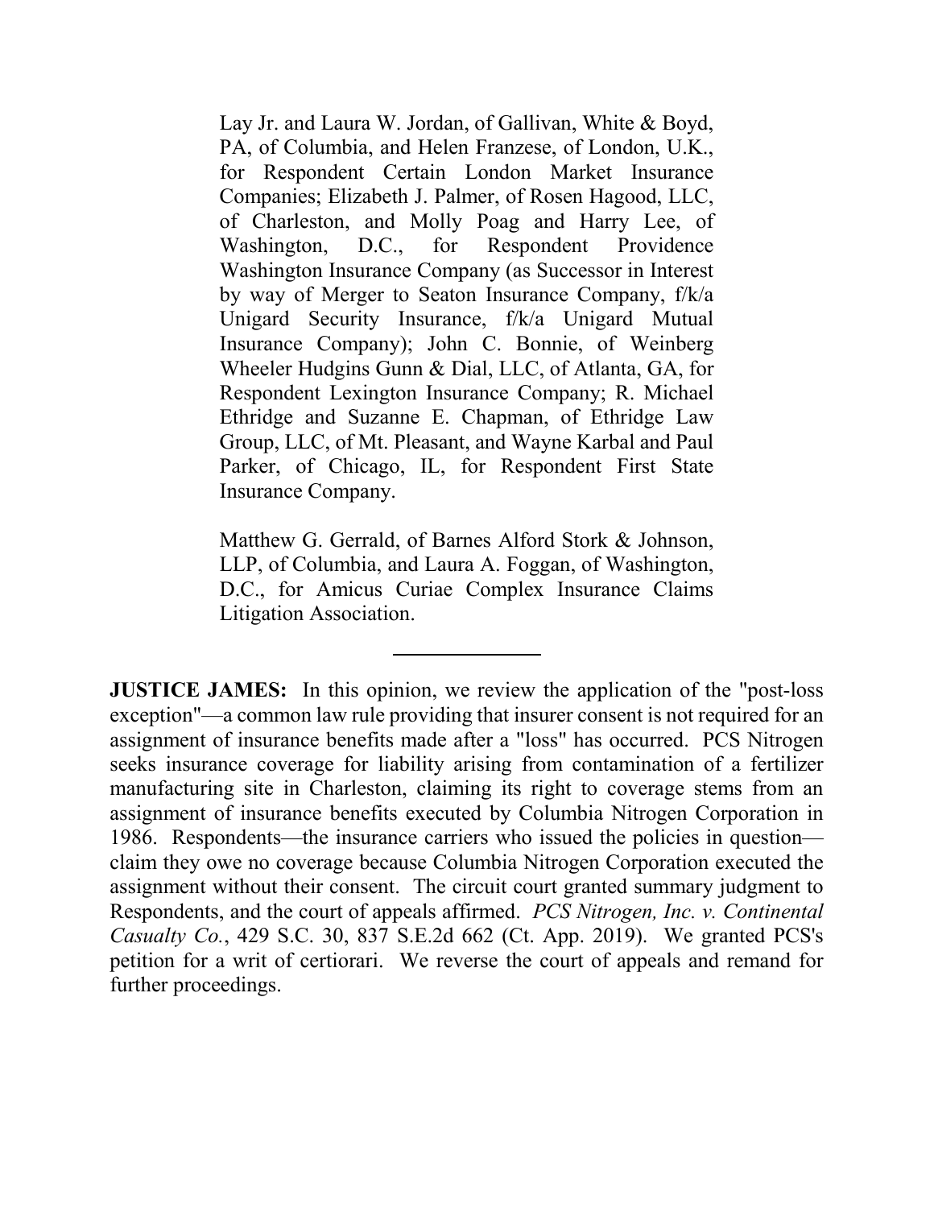Lay Jr. and Laura W. Jordan, of Gallivan, White & Boyd, PA, of Columbia, and Helen Franzese, of London, U.K., for Respondent Certain London Market Insurance Companies; Elizabeth J. Palmer, of Rosen Hagood, LLC, of Charleston, and Molly Poag and Harry Lee, of Washington, D.C., for Respondent Providence Washington Insurance Company (as Successor in Interest by way of Merger to Seaton Insurance Company, f/k/a Unigard Security Insurance, f/k/a Unigard Mutual Insurance Company); John C. Bonnie, of Weinberg Wheeler Hudgins Gunn & Dial, LLC, of Atlanta, GA, for Respondent Lexington Insurance Company; R. Michael Ethridge and Suzanne E. Chapman, of Ethridge Law Group, LLC, of Mt. Pleasant, and Wayne Karbal and Paul Parker, of Chicago, IL, for Respondent First State Insurance Company.

Matthew G. Gerrald, of Barnes Alford Stork & Johnson, LLP, of Columbia, and Laura A. Foggan, of Washington, D.C., for Amicus Curiae Complex Insurance Claims Litigation Association.

---

**JUSTICE JAMES:** In this opinion, we review the application of the "post-loss exception"—a common law rule providing that insurer consent is not required for an assignment of insurance benefits made after a "loss" has occurred. PCS Nitrogen seeks insurance coverage for liability arising from contamination of a fertilizer manufacturing site in Charleston, claiming its right to coverage stems from an assignment of insurance benefits executed by Columbia Nitrogen Corporation in 1986. Respondents—the insurance carriers who issued the policies in question—claim they owe no coverage because Columbia Nitrogen Corporation executed the assignment without their consent. The circuit court granted summary judgment to Respondents, and the court of appeals affirmed. *PCS Nitrogen, Inc. v. Continental Casualty Co.*, 429 S.C. 30, 837 S.E.2d 662 (Ct. App. 2019). We granted PCS's petition for a writ of certiorari. We reverse the court of appeals and remand for further proceedings.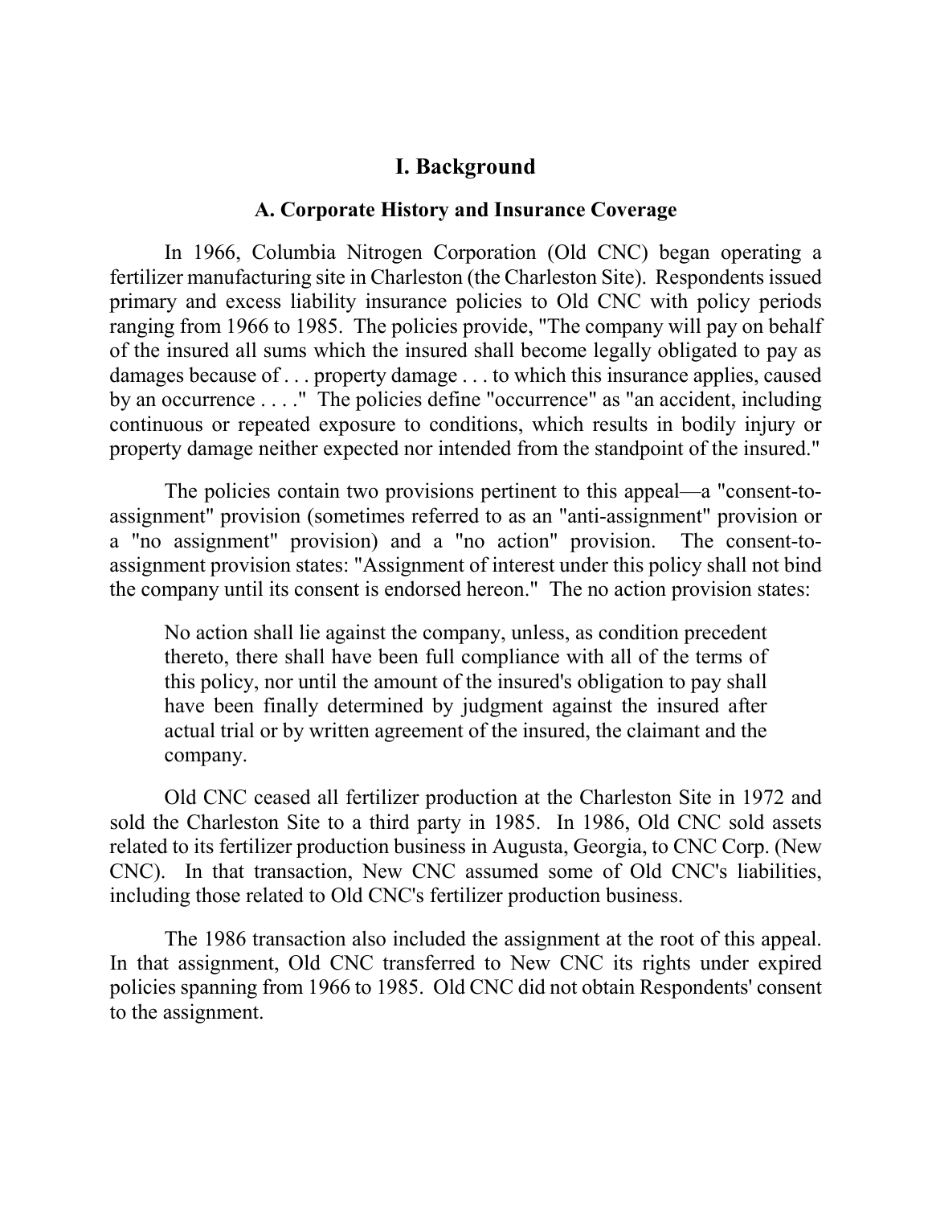## I. Background

### A. Corporate History and Insurance Coverage

In 1966, Columbia Nitrogen Corporation (Old CNC) began operating a fertilizer manufacturing site in Charleston (the Charleston Site). Respondents issued primary and excess liability insurance policies to Old CNC with policy periods ranging from 1966 to 1985. The policies provide, "The company will pay on behalf of the insured all sums which the insured shall become legally obligated to pay as damages because of . . . property damage . . . to which this insurance applies, caused by an occurrence . . . ." The policies define "occurrence" as "an accident, including continuous or repeated exposure to conditions, which results in bodily injury or property damage neither expected nor intended from the standpoint of the insured."

The policies contain two provisions pertinent to this appeal—a "consent-to-assignment" provision (sometimes referred to as an "anti-assignment" provision or a "no assignment" provision) and a "no action" provision. The consent-to-assignment provision states: "Assignment of interest under this policy shall not bind the company until its consent is endorsed hereon." The no action provision states:

> No action shall lie against the company, unless, as condition precedent thereto, there shall have been full compliance with all of the terms of this policy, nor until the amount of the insured's obligation to pay shall have been finally determined by judgment against the insured after actual trial or by written agreement of the insured, the claimant and the company.

Old CNC ceased all fertilizer production at the Charleston Site in 1972 and sold the Charleston Site to a third party in 1985. In 1986, Old CNC sold assets related to its fertilizer production business in Augusta, Georgia, to CNC Corp. (New CNC). In that transaction, New CNC assumed some of Old CNC's liabilities, including those related to Old CNC's fertilizer production business.

The 1986 transaction also included the assignment at the root of this appeal. In that assignment, Old CNC transferred to New CNC its rights under expired policies spanning from 1966 to 1985. Old CNC did not obtain Respondents' consent to the assignment.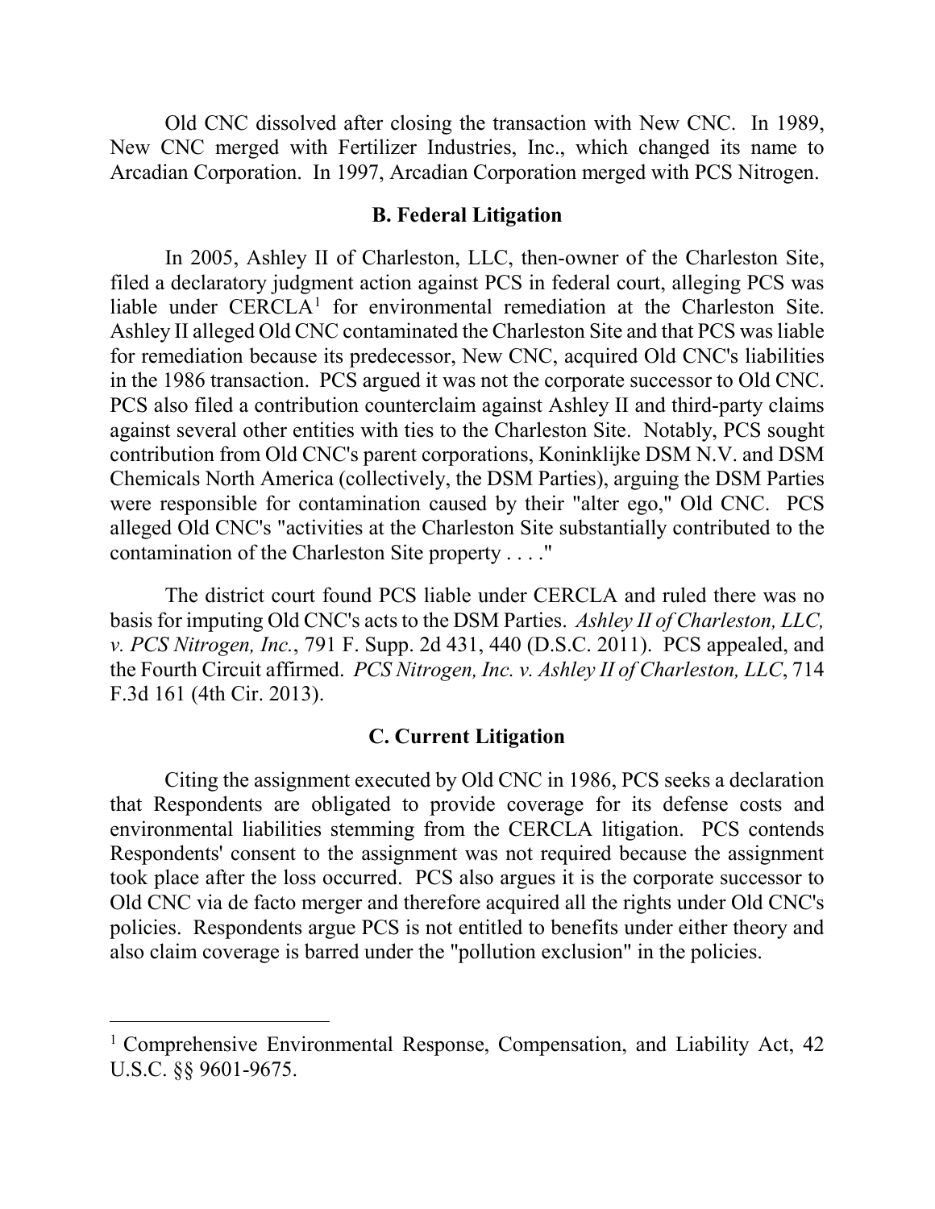Old CNC dissolved after closing the transaction with New CNC. In 1989, New CNC merged with Fertilizer Industries, Inc., which changed its name to Arcadian Corporation. In 1997, Arcadian Corporation merged with PCS Nitrogen.

### B. Federal Litigation

In 2005, Ashley II of Charleston, LLC, then-owner of the Charleston Site, filed a declaratory judgment action against PCS in federal court, alleging PCS was liable under CERCLA[1] for environmental remediation at the Charleston Site. Ashley II alleged Old CNC contaminated the Charleston Site and that PCS was liable for remediation because its predecessor, New CNC, acquired Old CNC's liabilities in the 1986 transaction. PCS argued it was not the corporate successor to Old CNC. PCS also filed a contribution counterclaim against Ashley II and third-party claims against several other entities with ties to the Charleston Site. Notably, PCS sought contribution from Old CNC's parent corporations, Koninklijke DSM N.V. and DSM Chemicals North America (collectively, the DSM Parties), arguing the DSM Parties were responsible for contamination caused by their "alter ego," Old CNC. PCS alleged Old CNC's "activities at the Charleston Site substantially contributed to the contamination of the Charleston Site property . . . ."

The district court found PCS liable under CERCLA and ruled there was no basis for imputing Old CNC's acts to the DSM Parties. *Ashley II of Charleston, LLC, v. PCS Nitrogen, Inc.*, 791 F. Supp. 2d 431, 440 (D.S.C. 2011). PCS appealed, and the Fourth Circuit affirmed. *PCS Nitrogen, Inc. v. Ashley II of Charleston, LLC*, 714 F.3d 161 (4th Cir. 2013).

### C. Current Litigation

Citing the assignment executed by Old CNC in 1986, PCS seeks a declaration that Respondents are obligated to provide coverage for its defense costs and environmental liabilities stemming from the CERCLA litigation. PCS contends Respondents' consent to the assignment was not required because the assignment took place after the loss occurred. PCS also argues it is the corporate successor to Old CNC via de facto merger and therefore acquired all the rights under Old CNC's policies. Respondents argue PCS is not entitled to benefits under either theory and also claim coverage is barred under the "pollution exclusion" in the policies.

---

[1] Comprehensive Environmental Response, Compensation, and Liability Act, 42 U.S.C. §§ 9601-9675.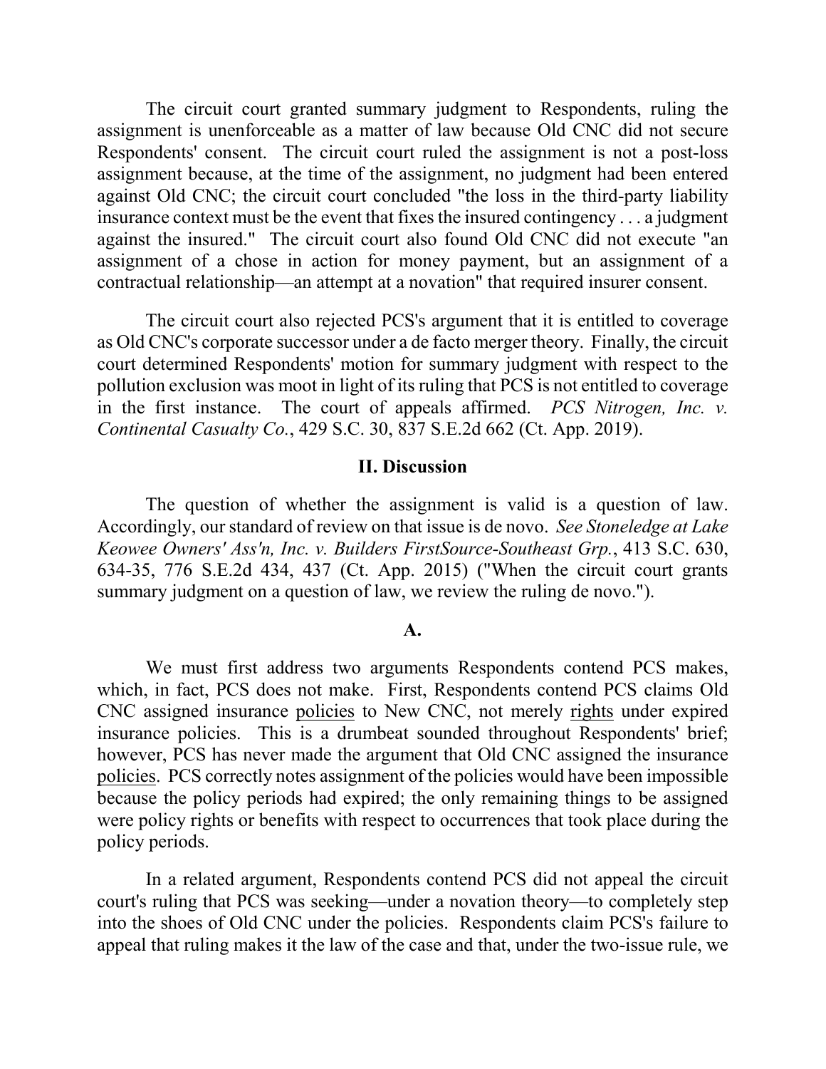The circuit court granted summary judgment to Respondents, ruling the assignment is unenforceable as a matter of law because Old CNC did not secure Respondents' consent. The circuit court ruled the assignment is not a post-loss assignment because, at the time of the assignment, no judgment had been entered against Old CNC; the circuit court concluded "the loss in the third-party liability insurance context must be the event that fixes the insured contingency . . . a judgment against the insured." The circuit court also found Old CNC did not execute "an assignment of a chose in action for money payment, but an assignment of a contractual relationship—an attempt at a novation" that required insurer consent.

The circuit court also rejected PCS's argument that it is entitled to coverage as Old CNC's corporate successor under a de facto merger theory. Finally, the circuit court determined Respondents' motion for summary judgment with respect to the pollution exclusion was moot in light of its ruling that PCS is not entitled to coverage in the first instance. The court of appeals affirmed. *PCS Nitrogen, Inc. v. Continental Casualty Co.*, 429 S.C. 30, 837 S.E.2d 662 (Ct. App. 2019).

## II. Discussion

The question of whether the assignment is valid is a question of law. Accordingly, our standard of review on that issue is de novo. *See Stoneledge at Lake Keowee Owners' Ass'n, Inc. v. Builders FirstSource-Southeast Grp.*, 413 S.C. 630, 634-35, 776 S.E.2d 434, 437 (Ct. App. 2015) ("When the circuit court grants summary judgment on a question of law, we review the ruling de novo.").

### A.

We must first address two arguments Respondents contend PCS makes, which, in fact, PCS does not make. First, Respondents contend PCS claims Old CNC assigned insurance policies to New CNC, not merely rights under expired insurance policies. This is a drumbeat sounded throughout Respondents' brief; however, PCS has never made the argument that Old CNC assigned the insurance policies. PCS correctly notes assignment of the policies would have been impossible because the policy periods had expired; the only remaining things to be assigned were policy rights or benefits with respect to occurrences that took place during the policy periods.

In a related argument, Respondents contend PCS did not appeal the circuit court's ruling that PCS was seeking—under a novation theory—to completely step into the shoes of Old CNC under the policies. Respondents claim PCS's failure to appeal that ruling makes it the law of the case and that, under the two-issue rule, we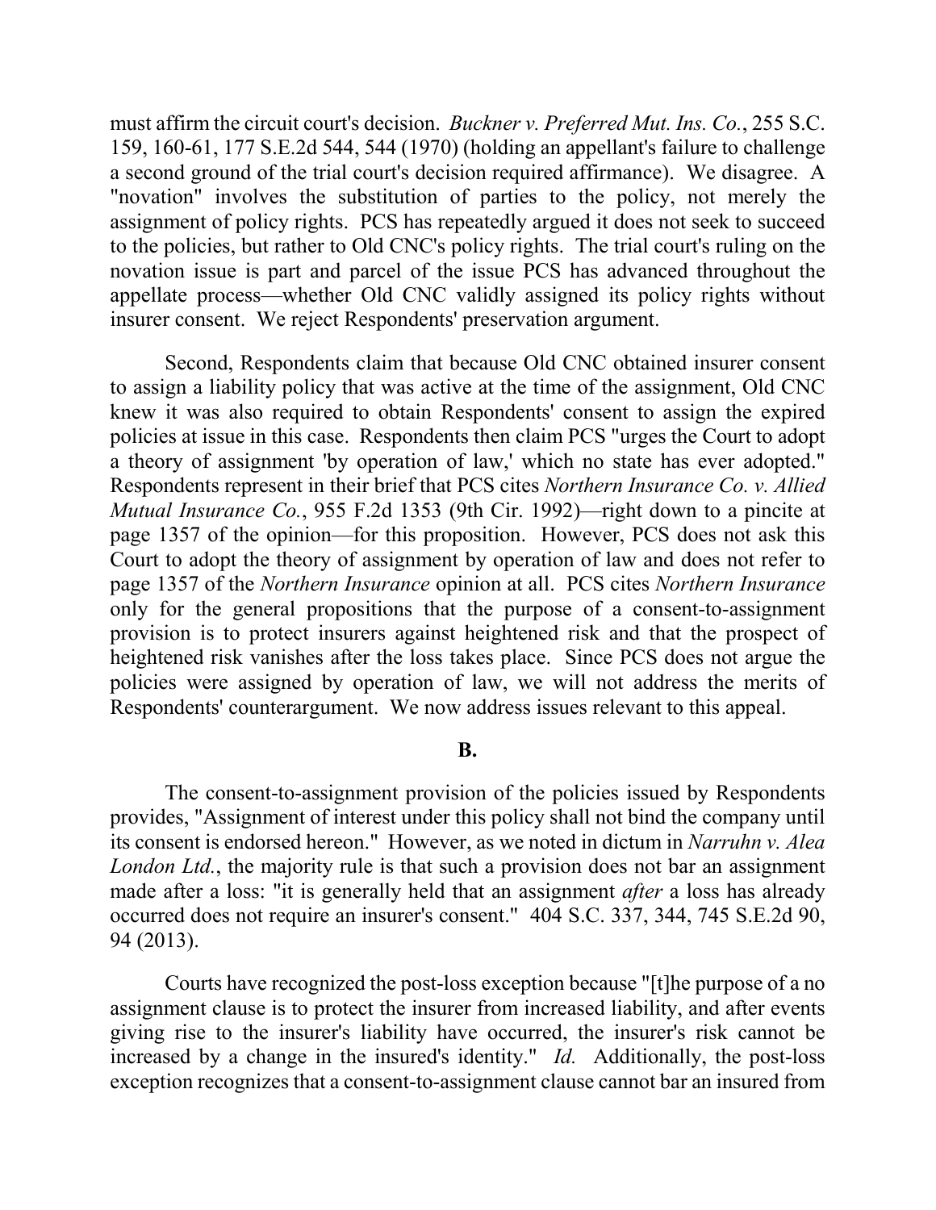must affirm the circuit court's decision. *Buckner v. Preferred Mut. Ins. Co.*, 255 S.C. 159, 160-61, 177 S.E.2d 544, 544 (1970) (holding an appellant's failure to challenge a second ground of the trial court's decision required affirmance). We disagree. A "novation" involves the substitution of parties to the policy, not merely the assignment of policy rights. PCS has repeatedly argued it does not seek to succeed to the policies, but rather to Old CNC's policy rights. The trial court's ruling on the novation issue is part and parcel of the issue PCS has advanced throughout the appellate process—whether Old CNC validly assigned its policy rights without insurer consent. We reject Respondents' preservation argument.

Second, Respondents claim that because Old CNC obtained insurer consent to assign a liability policy that was active at the time of the assignment, Old CNC knew it was also required to obtain Respondents' consent to assign the expired policies at issue in this case. Respondents then claim PCS "urges the Court to adopt a theory of assignment 'by operation of law,' which no state has ever adopted." Respondents represent in their brief that PCS cites *Northern Insurance Co. v. Allied Mutual Insurance Co.*, 955 F.2d 1353 (9th Cir. 1992)—right down to a pincite at page 1357 of the opinion—for this proposition. However, PCS does not ask this Court to adopt the theory of assignment by operation of law and does not refer to page 1357 of the *Northern Insurance* opinion at all. PCS cites *Northern Insurance* only for the general propositions that the purpose of a consent-to-assignment provision is to protect insurers against heightened risk and that the prospect of heightened risk vanishes after the loss takes place. Since PCS does not argue the policies were assigned by operation of law, we will not address the merits of Respondents' counterargument. We now address issues relevant to this appeal.

**B.**

The consent-to-assignment provision of the policies issued by Respondents provides, "Assignment of interest under this policy shall not bind the company until its consent is endorsed hereon." However, as we noted in dictum in *Narruhn v. Alea London Ltd.*, the majority rule is that such a provision does not bar an assignment made after a loss: "it is generally held that an assignment *after* a loss has already occurred does not require an insurer's consent." 404 S.C. 337, 344, 745 S.E.2d 90, 94 (2013).

Courts have recognized the post-loss exception because "[t]he purpose of a no assignment clause is to protect the insurer from increased liability, and after events giving rise to the insurer's liability have occurred, the insurer's risk cannot be increased by a change in the insured's identity." *Id.* Additionally, the post-loss exception recognizes that a consent-to-assignment clause cannot bar an insured from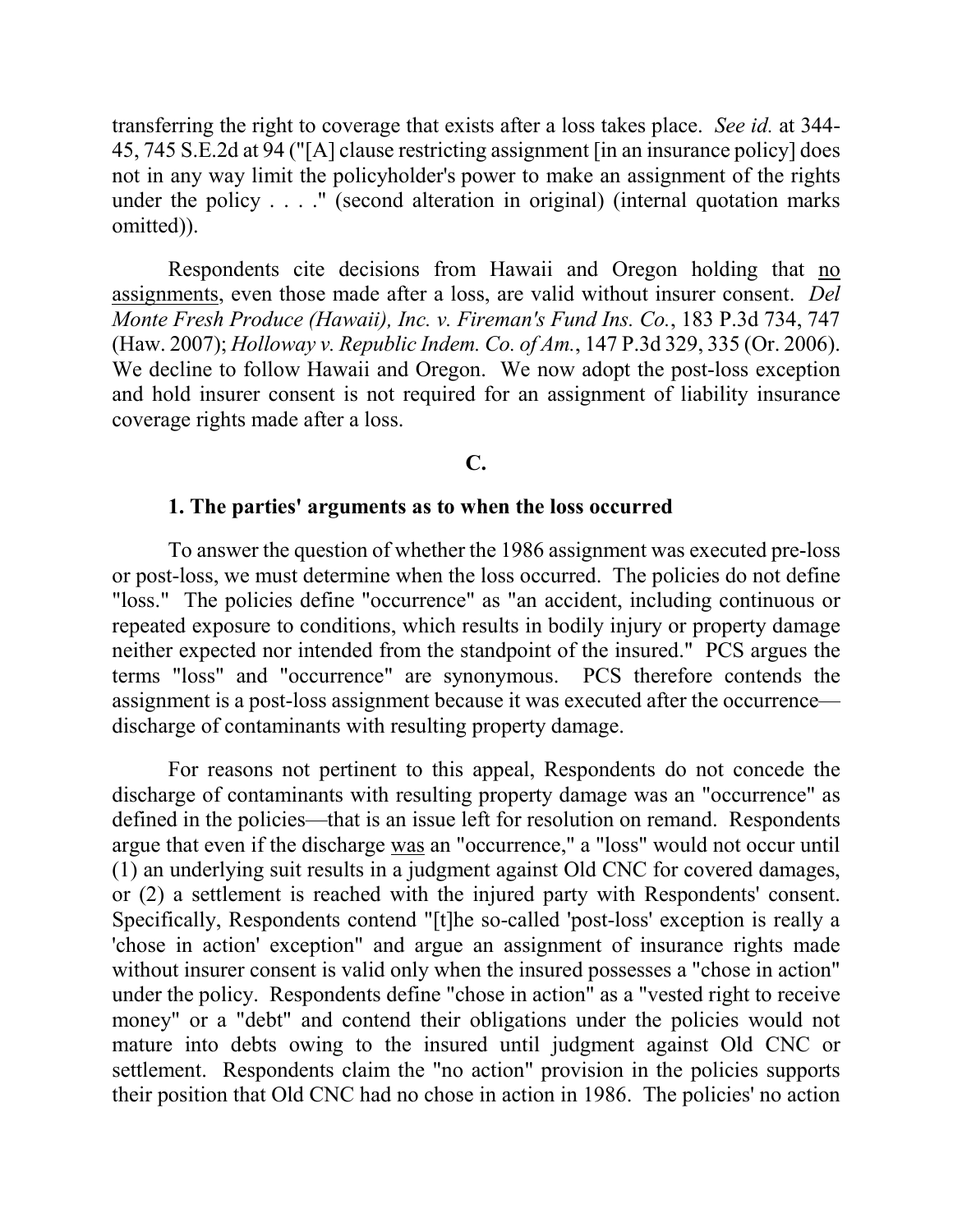transferring the right to coverage that exists after a loss takes place. *See id.* at 344-45, 745 S.E.2d at 94 ("[A] clause restricting assignment [in an insurance policy] does not in any way limit the policyholder's power to make an assignment of the rights under the policy . . . ." (second alteration in original) (internal quotation marks omitted)).

Respondents cite decisions from Hawaii and Oregon holding that no assignments, even those made after a loss, are valid without insurer consent. *Del Monte Fresh Produce (Hawaii), Inc. v. Fireman's Fund Ins. Co.*, 183 P.3d 734, 747 (Haw. 2007); *Holloway v. Republic Indem. Co. of Am.*, 147 P.3d 329, 335 (Or. 2006). We decline to follow Hawaii and Oregon. We now adopt the post-loss exception and hold insurer consent is not required for an assignment of liability insurance coverage rights made after a loss.

### C.

#### 1. The parties' arguments as to when the loss occurred

To answer the question of whether the 1986 assignment was executed pre-loss or post-loss, we must determine when the loss occurred. The policies do not define "loss." The policies define "occurrence" as "an accident, including continuous or repeated exposure to conditions, which results in bodily injury or property damage neither expected nor intended from the standpoint of the insured." PCS argues the terms "loss" and "occurrence" are synonymous. PCS therefore contends the assignment is a post-loss assignment because it was executed after the occurrence—discharge of contaminants with resulting property damage.

For reasons not pertinent to this appeal, Respondents do not concede the discharge of contaminants with resulting property damage was an "occurrence" as defined in the policies—that is an issue left for resolution on remand. Respondents argue that even if the discharge was an "occurrence," a "loss" would not occur until (1) an underlying suit results in a judgment against Old CNC for covered damages, or (2) a settlement is reached with the injured party with Respondents' consent. Specifically, Respondents contend "[t]he so-called 'post-loss' exception is really a 'chose in action' exception" and argue an assignment of insurance rights made without insurer consent is valid only when the insured possesses a "chose in action" under the policy. Respondents define "chose in action" as a "vested right to receive money" or a "debt" and contend their obligations under the policies would not mature into debts owing to the insured until judgment against Old CNC or settlement. Respondents claim the "no action" provision in the policies supports their position that Old CNC had no chose in action in 1986. The policies' no action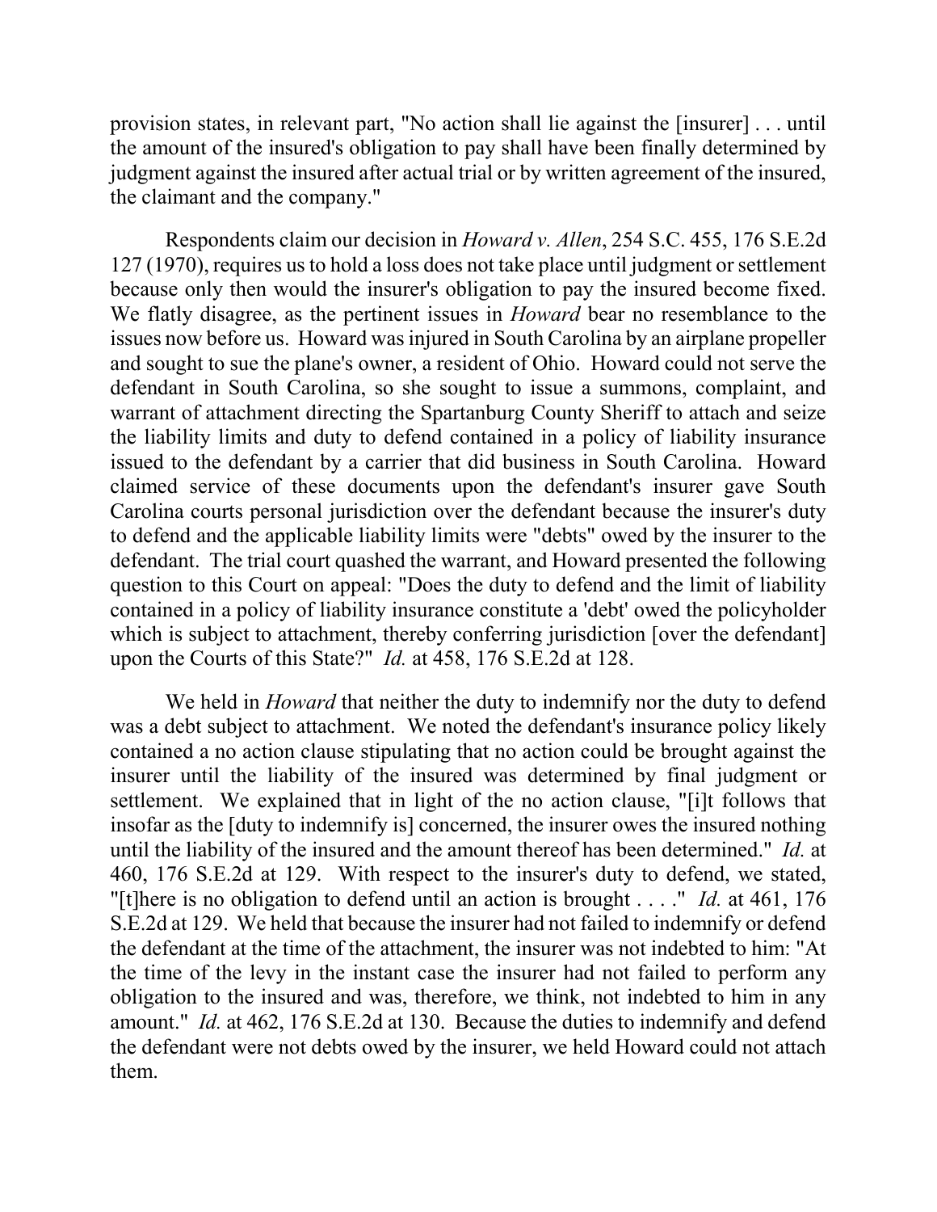provision states, in relevant part, "No action shall lie against the [insurer] . . . until the amount of the insured's obligation to pay shall have been finally determined by judgment against the insured after actual trial or by written agreement of the insured, the claimant and the company."

Respondents claim our decision in *Howard v. Allen*, 254 S.C. 455, 176 S.E.2d 127 (1970), requires us to hold a loss does not take place until judgment or settlement because only then would the insurer's obligation to pay the insured become fixed. We flatly disagree, as the pertinent issues in *Howard* bear no resemblance to the issues now before us. Howard was injured in South Carolina by an airplane propeller and sought to sue the plane's owner, a resident of Ohio. Howard could not serve the defendant in South Carolina, so she sought to issue a summons, complaint, and warrant of attachment directing the Spartanburg County Sheriff to attach and seize the liability limits and duty to defend contained in a policy of liability insurance issued to the defendant by a carrier that did business in South Carolina. Howard claimed service of these documents upon the defendant's insurer gave South Carolina courts personal jurisdiction over the defendant because the insurer's duty to defend and the applicable liability limits were "debts" owed by the insurer to the defendant. The trial court quashed the warrant, and Howard presented the following question to this Court on appeal: "Does the duty to defend and the limit of liability contained in a policy of liability insurance constitute a 'debt' owed the policyholder which is subject to attachment, thereby conferring jurisdiction [over the defendant] upon the Courts of this State?" *Id.* at 458, 176 S.E.2d at 128.

We held in *Howard* that neither the duty to indemnify nor the duty to defend was a debt subject to attachment. We noted the defendant's insurance policy likely contained a no action clause stipulating that no action could be brought against the insurer until the liability of the insured was determined by final judgment or settlement. We explained that in light of the no action clause, "[i]t follows that insofar as the [duty to indemnify is] concerned, the insurer owes the insured nothing until the liability of the insured and the amount thereof has been determined." *Id.* at 460, 176 S.E.2d at 129. With respect to the insurer's duty to defend, we stated, "[t]here is no obligation to defend until an action is brought . . . ." *Id.* at 461, 176 S.E.2d at 129. We held that because the insurer had not failed to indemnify or defend the defendant at the time of the attachment, the insurer was not indebted to him: "At the time of the levy in the instant case the insurer had not failed to perform any obligation to the insured and was, therefore, we think, not indebted to him in any amount." *Id.* at 462, 176 S.E.2d at 130. Because the duties to indemnify and defend the defendant were not debts owed by the insurer, we held Howard could not attach them.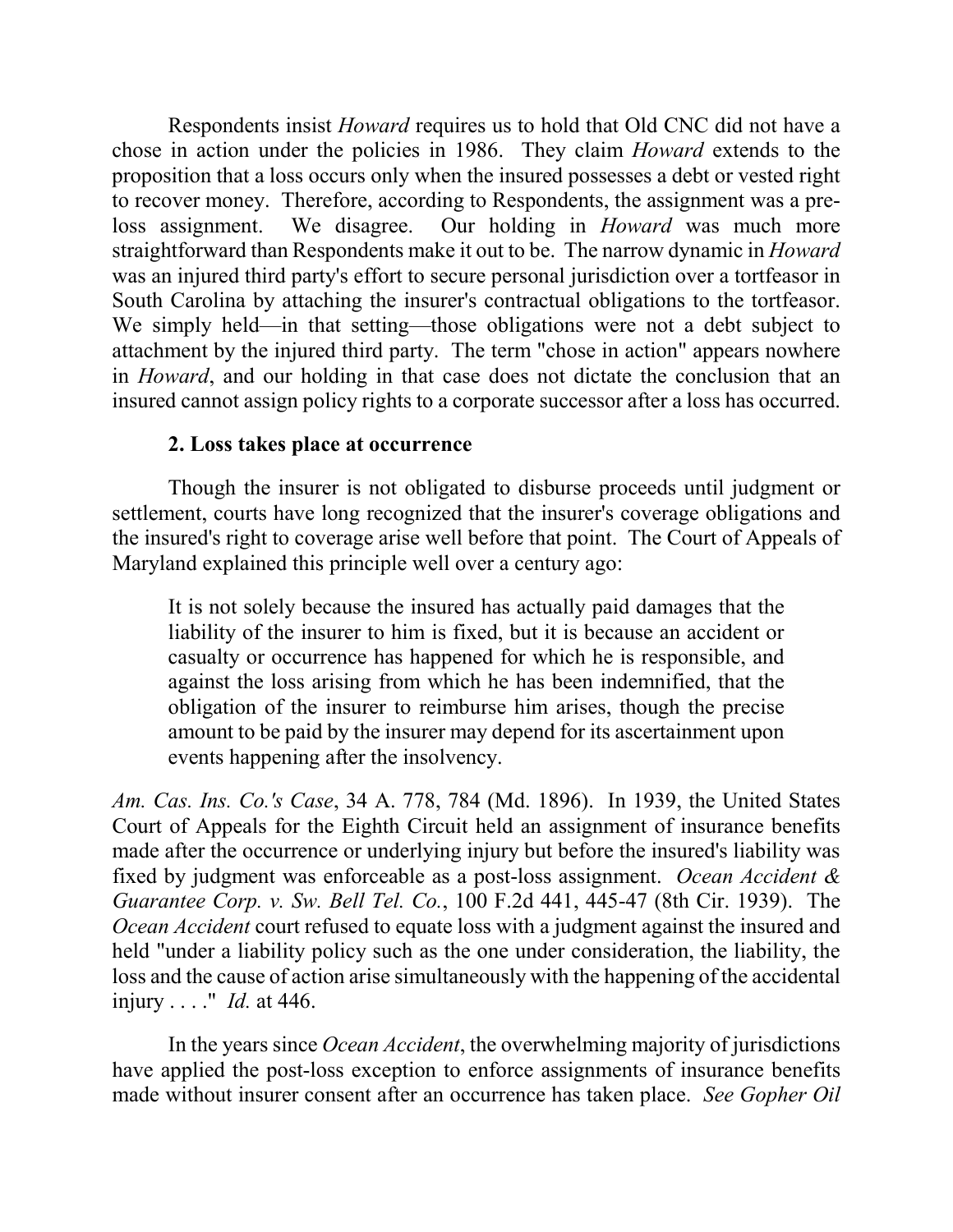Respondents insist *Howard* requires us to hold that Old CNC did not have a chose in action under the policies in 1986. They claim *Howard* extends to the proposition that a loss occurs only when the insured possesses a debt or vested right to recover money. Therefore, according to Respondents, the assignment was a pre-loss assignment. We disagree. Our holding in *Howard* was much more straightforward than Respondents make it out to be. The narrow dynamic in *Howard* was an injured third party's effort to secure personal jurisdiction over a tortfeasor in South Carolina by attaching the insurer's contractual obligations to the tortfeasor. We simply held—in that setting—those obligations were not a debt subject to attachment by the injured third party. The term "chose in action" appears nowhere in *Howard*, and our holding in that case does not dictate the conclusion that an insured cannot assign policy rights to a corporate successor after a loss has occurred.

**2. Loss takes place at occurrence**

Though the insurer is not obligated to disburse proceeds until judgment or settlement, courts have long recognized that the insurer's coverage obligations and the insured's right to coverage arise well before that point. The Court of Appeals of Maryland explained this principle well over a century ago:

> It is not solely because the insured has actually paid damages that the liability of the insurer to him is fixed, but it is because an accident or casualty or occurrence has happened for which he is responsible, and against the loss arising from which he has been indemnified, that the obligation of the insurer to reimburse him arises, though the precise amount to be paid by the insurer may depend for its ascertainment upon events happening after the insolvency.

*Am. Cas. Ins. Co.'s Case*, 34 A. 778, 784 (Md. 1896). In 1939, the United States Court of Appeals for the Eighth Circuit held an assignment of insurance benefits made after the occurrence or underlying injury but before the insured's liability was fixed by judgment was enforceable as a post-loss assignment. *Ocean Accident & Guarantee Corp. v. Sw. Bell Tel. Co.*, 100 F.2d 441, 445-47 (8th Cir. 1939). The *Ocean Accident* court refused to equate loss with a judgment against the insured and held "under a liability policy such as the one under consideration, the liability, the loss and the cause of action arise simultaneously with the happening of the accidental injury . . . ." *Id.* at 446.

In the years since *Ocean Accident*, the overwhelming majority of jurisdictions have applied the post-loss exception to enforce assignments of insurance benefits made without insurer consent after an occurrence has taken place. *See Gopher Oil*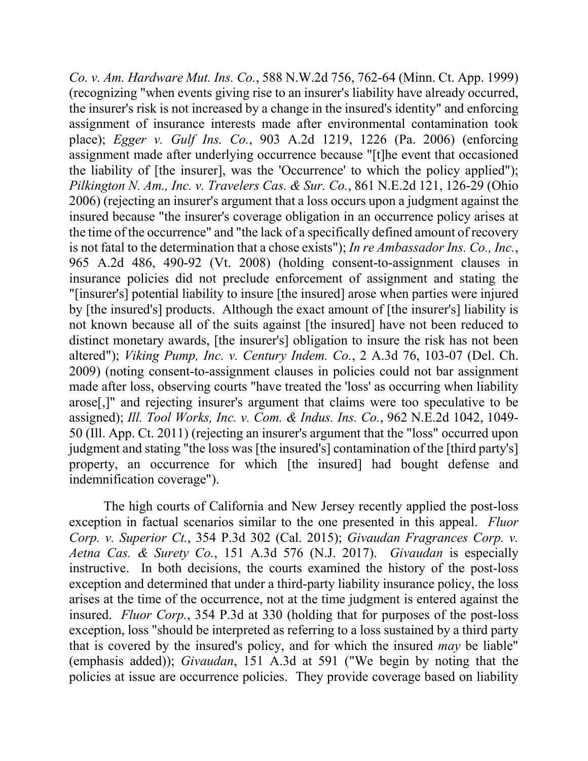*Co. v. Am. Hardware Mut. Ins. Co.*, 588 N.W.2d 756, 762-64 (Minn. Ct. App. 1999) (recognizing "when events giving rise to an insurer's liability have already occurred, the insurer's risk is not increased by a change in the insured's identity" and enforcing assignment of insurance interests made after environmental contamination took place); *Egger v. Gulf Ins. Co.*, 903 A.2d 1219, 1226 (Pa. 2006) (enforcing assignment made after underlying occurrence because "[t]he event that occasioned the liability of [the insurer], was the 'Occurrence' to which the policy applied"); *Pilkington N. Am., Inc. v. Travelers Cas. & Sur. Co.*, 861 N.E.2d 121, 126-29 (Ohio 2006) (rejecting an insurer's argument that a loss occurs upon a judgment against the insured because "the insurer's coverage obligation in an occurrence policy arises at the time of the occurrence" and "the lack of a specifically defined amount of recovery is not fatal to the determination that a chose exists"); *In re Ambassador Ins. Co., Inc.*, 965 A.2d 486, 490-92 (Vt. 2008) (holding consent-to-assignment clauses in insurance policies did not preclude enforcement of assignment and stating the "[insurer's] potential liability to insure [the insured] arose when parties were injured by [the insured's] products. Although the exact amount of [the insurer's] liability is not known because all of the suits against [the insured] have not been reduced to distinct monetary awards, [the insurer's] obligation to insure the risk has not been altered"); *Viking Pump, Inc. v. Century Indem. Co.*, 2 A.3d 76, 103-07 (Del. Ch. 2009) (noting consent-to-assignment clauses in policies could not bar assignment made after loss, observing courts "have treated the 'loss' as occurring when liability arose[,]" and rejecting insurer's argument that claims were too speculative to be assigned); *Ill. Tool Works, Inc. v. Com. & Indus. Ins. Co.*, 962 N.E.2d 1042, 1049-50 (Ill. App. Ct. 2011) (rejecting an insurer's argument that the "loss" occurred upon judgment and stating "the loss was [the insured's] contamination of the [third party's] property, an occurrence for which [the insured] had bought defense and indemnification coverage").

The high courts of California and New Jersey recently applied the post-loss exception in factual scenarios similar to the one presented in this appeal. *Fluor Corp. v. Superior Ct.*, 354 P.3d 302 (Cal. 2015); *Givaudan Fragrances Corp. v. Aetna Cas. & Surety Co.*, 151 A.3d 576 (N.J. 2017). *Givaudan* is especially instructive. In both decisions, the courts examined the history of the post-loss exception and determined that under a third-party liability insurance policy, the loss arises at the time of the occurrence, not at the time judgment is entered against the insured. *Fluor Corp.*, 354 P.3d at 330 (holding that for purposes of the post-loss exception, loss "should be interpreted as referring to a loss sustained by a third party that is covered by the insured's policy, and for which the insured *may* be liable" (emphasis added)); *Givaudan*, 151 A.3d at 591 ("We begin by noting that the policies at issue are occurrence policies. They provide coverage based on liability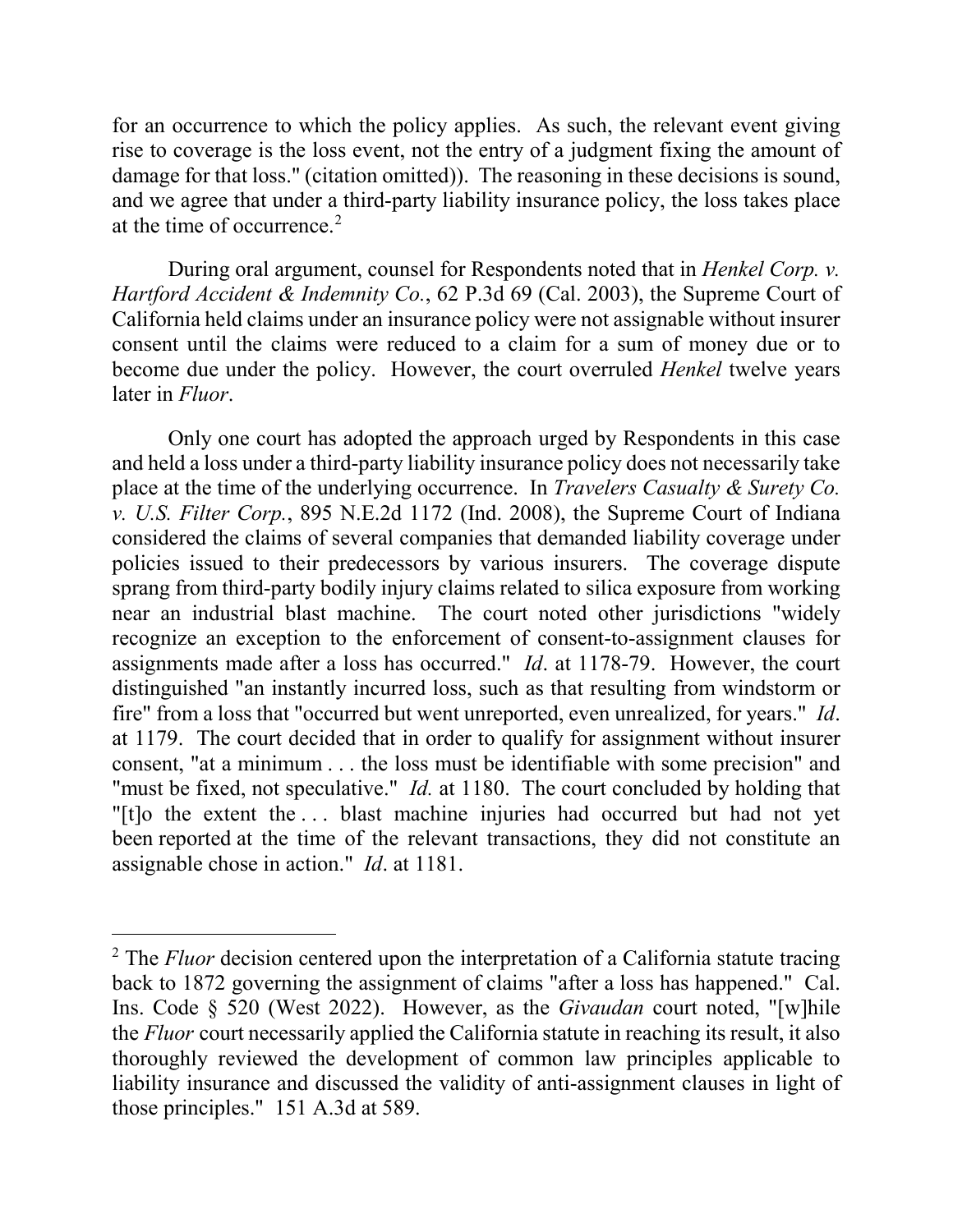for an occurrence to which the policy applies. As such, the relevant event giving rise to coverage is the loss event, not the entry of a judgment fixing the amount of damage for that loss." (citation omitted)). The reasoning in these decisions is sound, and we agree that under a third-party liability insurance policy, the loss takes place at the time of occurrence.[2]

During oral argument, counsel for Respondents noted that in *Henkel Corp. v. Hartford Accident & Indemnity Co.*, 62 P.3d 69 (Cal. 2003), the Supreme Court of California held claims under an insurance policy were not assignable without insurer consent until the claims were reduced to a claim for a sum of money due or to become due under the policy. However, the court overruled *Henkel* twelve years later in *Fluor*.

Only one court has adopted the approach urged by Respondents in this case and held a loss under a third-party liability insurance policy does not necessarily take place at the time of the underlying occurrence. In *Travelers Casualty & Surety Co. v. U.S. Filter Corp.*, 895 N.E.2d 1172 (Ind. 2008), the Supreme Court of Indiana considered the claims of several companies that demanded liability coverage under policies issued to their predecessors by various insurers. The coverage dispute sprang from third-party bodily injury claims related to silica exposure from working near an industrial blast machine. The court noted other jurisdictions "widely recognize an exception to the enforcement of consent-to-assignment clauses for assignments made after a loss has occurred." *Id*. at 1178-79. However, the court distinguished "an instantly incurred loss, such as that resulting from windstorm or fire" from a loss that "occurred but went unreported, even unrealized, for years." *Id*. at 1179. The court decided that in order to qualify for assignment without insurer consent, "at a minimum . . . the loss must be identifiable with some precision" and "must be fixed, not speculative." *Id.* at 1180. The court concluded by holding that "[t]o the extent the . . . blast machine injuries had occurred but had not yet been reported at the time of the relevant transactions, they did not constitute an assignable chose in action." *Id*. at 1181.

---

[2] The *Fluor* decision centered upon the interpretation of a California statute tracing back to 1872 governing the assignment of claims "after a loss has happened." Cal. Ins. Code § 520 (West 2022). However, as the *Givaudan* court noted, "[w]hile the *Fluor* court necessarily applied the California statute in reaching its result, it also thoroughly reviewed the development of common law principles applicable to liability insurance and discussed the validity of anti-assignment clauses in light of those principles." 151 A.3d at 589.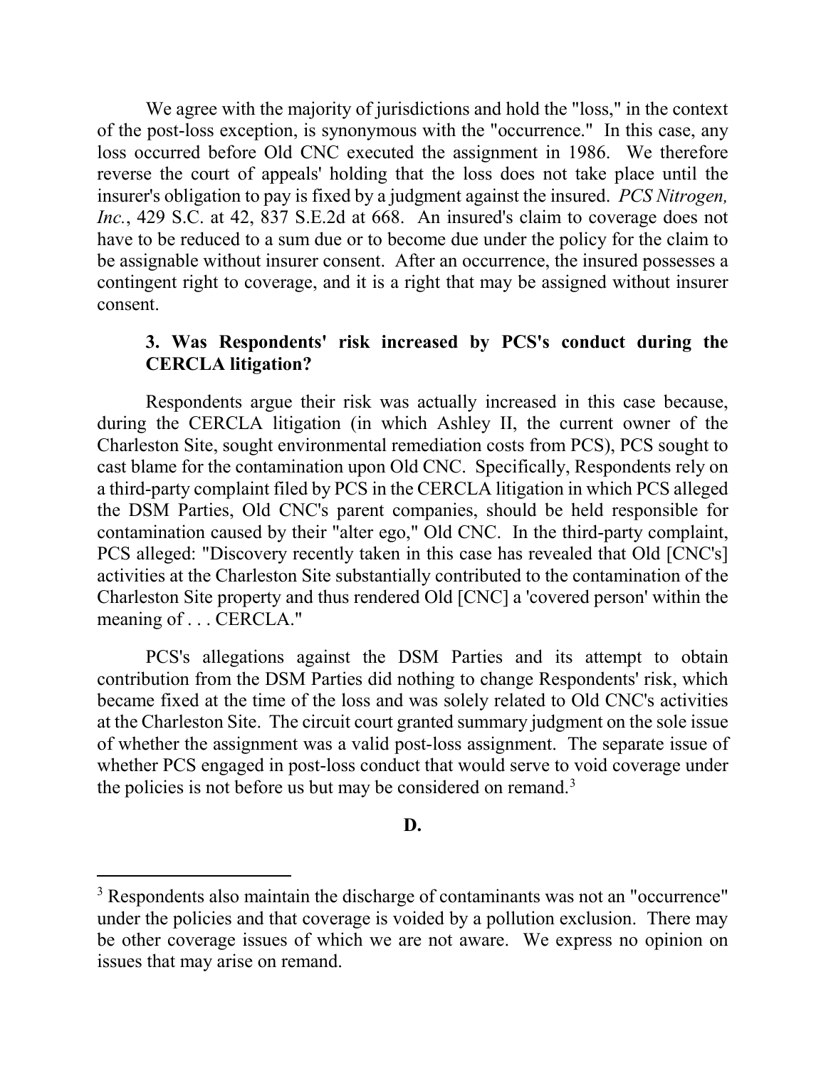We agree with the majority of jurisdictions and hold the "loss," in the context of the post-loss exception, is synonymous with the "occurrence." In this case, any loss occurred before Old CNC executed the assignment in 1986. We therefore reverse the court of appeals' holding that the loss does not take place until the insurer's obligation to pay is fixed by a judgment against the insured. *PCS Nitrogen, Inc.*, 429 S.C. at 42, 837 S.E.2d at 668. An insured's claim to coverage does not have to be reduced to a sum due or to become due under the policy for the claim to be assignable without insurer consent. After an occurrence, the insured possesses a contingent right to coverage, and it is a right that may be assigned without insurer consent.

### 3. Was Respondents' risk increased by PCS's conduct during the CERCLA litigation?

Respondents argue their risk was actually increased in this case because, during the CERCLA litigation (in which Ashley II, the current owner of the Charleston Site, sought environmental remediation costs from PCS), PCS sought to cast blame for the contamination upon Old CNC. Specifically, Respondents rely on a third-party complaint filed by PCS in the CERCLA litigation in which PCS alleged the DSM Parties, Old CNC's parent companies, should be held responsible for contamination caused by their "alter ego," Old CNC. In the third-party complaint, PCS alleged: "Discovery recently taken in this case has revealed that Old [CNC's] activities at the Charleston Site substantially contributed to the contamination of the Charleston Site property and thus rendered Old [CNC] a 'covered person' within the meaning of . . . CERCLA."

PCS's allegations against the DSM Parties and its attempt to obtain contribution from the DSM Parties did nothing to change Respondents' risk, which became fixed at the time of the loss and was solely related to Old CNC's activities at the Charleston Site. The circuit court granted summary judgment on the sole issue of whether the assignment was a valid post-loss assignment. The separate issue of whether PCS engaged in post-loss conduct that would serve to void coverage under the policies is not before us but may be considered on remand.[3]

## D.

[3] Respondents also maintain the discharge of contaminants was not an "occurrence" under the policies and that coverage is voided by a pollution exclusion. There may be other coverage issues of which we are not aware. We express no opinion on issues that may arise on remand.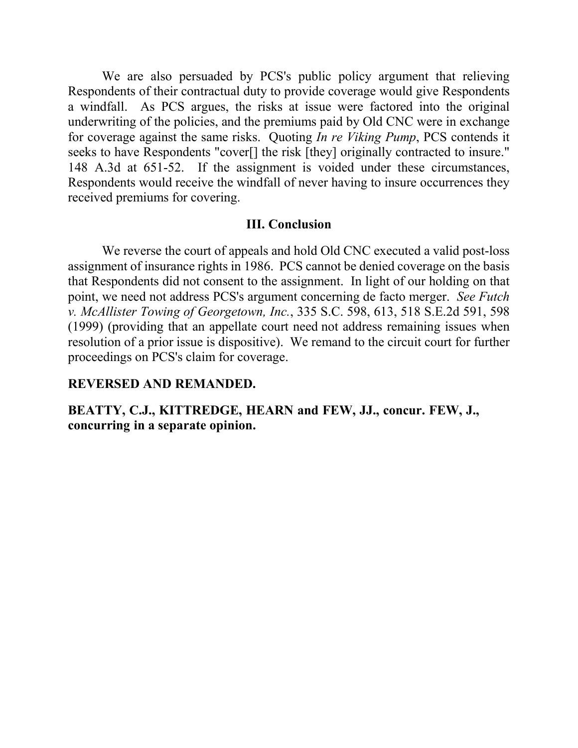We are also persuaded by PCS's public policy argument that relieving Respondents of their contractual duty to provide coverage would give Respondents a windfall. As PCS argues, the risks at issue were factored into the original underwriting of the policies, and the premiums paid by Old CNC were in exchange for coverage against the same risks. Quoting *In re Viking Pump*, PCS contends it seeks to have Respondents "cover[] the risk [they] originally contracted to insure." 148 A.3d at 651-52. If the assignment is voided under these circumstances, Respondents would receive the windfall of never having to insure occurrences they received premiums for covering.

## III. Conclusion

We reverse the court of appeals and hold Old CNC executed a valid post-loss assignment of insurance rights in 1986. PCS cannot be denied coverage on the basis that Respondents did not consent to the assignment. In light of our holding on that point, we need not address PCS's argument concerning de facto merger. *See Futch v. McAllister Towing of Georgetown, Inc.*, 335 S.C. 598, 613, 518 S.E.2d 591, 598 (1999) (providing that an appellate court need not address remaining issues when resolution of a prior issue is dispositive). We remand to the circuit court for further proceedings on PCS's claim for coverage.

**REVERSED AND REMANDED.**

**BEATTY, C.J., KITTREDGE, HEARN and FEW, JJ., concur. FEW, J., concurring in a separate opinion.**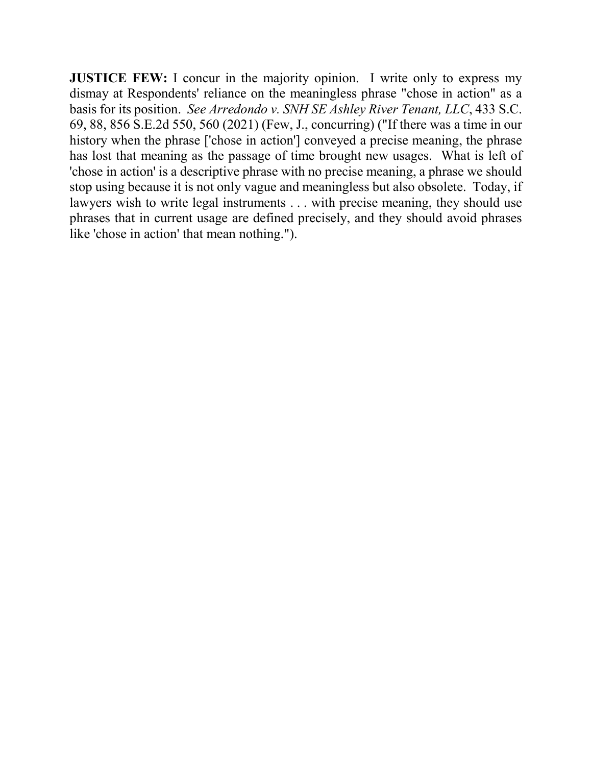**JUSTICE FEW:** I concur in the majority opinion. I write only to express my dismay at Respondents' reliance on the meaningless phrase "chose in action" as a basis for its position. *See Arredondo v. SNH SE Ashley River Tenant, LLC*, 433 S.C. 69, 88, 856 S.E.2d 550, 560 (2021) (Few, J., concurring) ("If there was a time in our history when the phrase ['chose in action'] conveyed a precise meaning, the phrase has lost that meaning as the passage of time brought new usages. What is left of 'chose in action' is a descriptive phrase with no precise meaning, a phrase we should stop using because it is not only vague and meaningless but also obsolete. Today, if lawyers wish to write legal instruments . . . with precise meaning, they should use phrases that in current usage are defined precisely, and they should avoid phrases like 'chose in action' that mean nothing.").